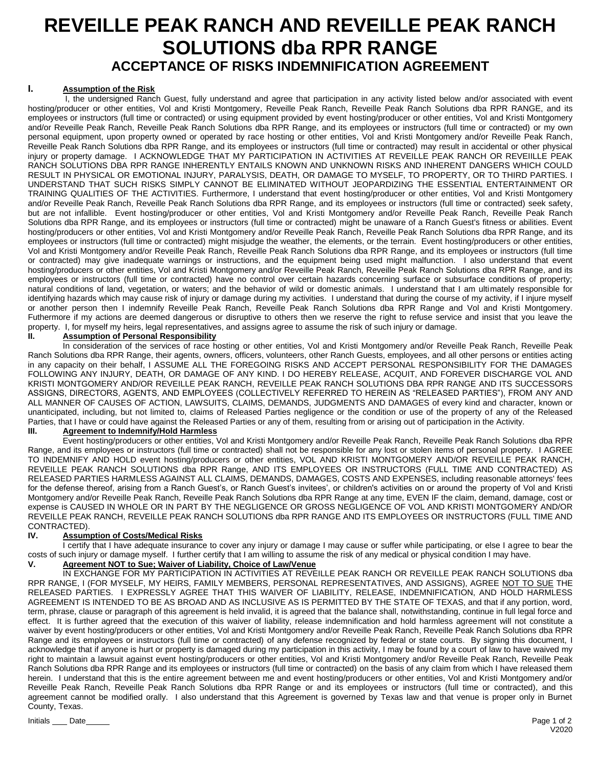# REVEILLE PEAK RANCH AND REVEILLE PEAK RANCH SOLUTIONS dba RPR RANGE

## ACCEPTANCE OF RISKS INDEMNIFICATION AGREEMENT

### I. Assumption of the Risk

I, the undersigned Ranch Guest, fully understand and agree that participation in any activity listed below and/or associated with event hosting/producer or other entities, Vol and Kristi Montgomery, Reveille Peak Ranch, Reveille Peak Ranch Solutions dba RPR RANGE, and its employees or instructors (full time or contracted) or using equipment provided by event hosting/producer or other entities, Vol and Kristi Montgomery and/or Reveille Peak Ranch, Reveille Peak Ranch Solutions dba RPR Range, and its employees or instructors (full time or contracted) or my own personal equipment, upon property owned or operated by race hosting or other entities, Vol and Kristi Montgomery and/or Reveille Peak Ranch, Reveille Peak Ranch Solutions dba RPR Range, and its employees or instructors (full time or contracted) may result in accidental or other physical injury or property damage. I ACKNOWLEDGE THAT MY PARTICIPATION IN ACTIVITIES AT REVEILLE PEAK RANCH OR REVEIILLE PEAK RANCH SOLUTIONS DBA RPR RANGE INHERENTLY ENTAILS KNOWN AND UNKNOWN RISKS AND INHERENT DANGERS WHICH COULD RESULT IN PHYSICAL OR EMOTIONAL INJURY, PARALYSIS, DEATH, OR DAMAGE TO MYSELF, TO PROPERTY, OR TO THIRD PARTIES. I UNDERSTAND THAT SUCH RISKS SIMPLY CANNOT BE ELIMINATED WITHOUT JEOPARDIZING THE ESSENTIAL ENTERTAINMENT OR TRAINING QUALITIES OF THE ACTIVITIES. Furthermore, I understand that event hosting/producer or other entities, Vol and Kristi Montgomery and/or Reveille Peak Ranch, Reveille Peak Ranch Solutions dba RPR Range, and its employees or instructors (full time or contracted) seek safety, but are not infallible. Event hosting/producer or other entities, Vol and Kristi Montgomery and/or Reveille Peak Ranch, Reveille Peak Ranch Solutions dba RPR Range, and its employees or instructors (full time or contracted) might be unaware of a Ranch Guest's fitness or abilities. Event hosting/producers or other entities, Vol and Kristi Montgomery and/or Reveille Peak Ranch, Reveille Peak Ranch Solutions dba RPR Range, and its employees or instructors (full time or contracted) might misjudge the weather, the elements, or the terrain. Event hosting/producers or other entities, Vol and Kristi Montgomery and/or Reveille Peak Ranch, Reveille Peak Ranch Solutions dba RPR Range, and its employees or instructors (full time or contracted) may give inadequate warnings or instructions, and the equipment being used might malfunction. I also understand that event hosting/producers or other entities, Vol and Kristi Montgomery and/or Reveille Peak Ranch, Reveille Peak Ranch Solutions dba RPR Range, and its employees or instructors (full time or contracted) have no control over certain hazards concerning surface or subsurface conditions of property; natural conditions of land, vegetation, or waters; and the behavior of wild or domestic animals. I understand that I am ultimately responsible for identifying hazards which may cause risk of injury or damage during my activities. I understand that during the course of my activity, if I injure myself or another person then I indemnify Reveille Peak Ranch, Reveille Peak Ranch Solutions dba RPR Range and Vol and Kristi Montgomery. Futhermore if my actions are deemed dangerous or disruptive to others then we reserve the right to refuse service and insist that you leave the property. I, for myself my heirs, legal representatives, and assigns agree to assume the risk of such injury or damage.

### II. Assumption of Personal Responsibility

In consideration of the services of race hosting or other entities, Vol and Kristi Montgomery and/or Reveille Peak Ranch, Reveille Peak Ranch Solutions dba RPR Range, their agents, owners, officers, volunteers, other Ranch Guests, employees, and all other persons or entities acting in any capacity on their behalf, I ASSUME ALL THE FOREGOING RISKS AND ACCEPT PERSONAL RESPONSIBILITY FOR THE DAMAGES FOLLOWING ANY INJURY, DEATH, OR DAMAGE OF ANY KIND. I DO HEREBY RELEASE, ACQUIT, AND FOREVER DISCHARGE VOL AND KRISTI MONTGOMERY AND/OR REVEILLE PEAK RANCH, REVEILLE PEAK RANCH SOLUTIONS DBA RPR RANGE AND ITS SUCCESSORS ASSIGNS, DIRECTORS, AGENTS, AND EMPLOYEES (COLLECTIVELY REFERRED TO HEREIN AS "RELEASED PARTIES"), FROM ANY AND ALL MANNER OF CAUSES OF ACTION, LAWSUITS, CLAIMS, DEMANDS, JUDGMENTS AND DAMAGES of every kind and character, known or unanticipated, including, but not limited to, claims of Released Parties negligence or the condition or use of the property of any of the Released Parties, that I have or could have against the Released Parties or any of them, resulting from or arising out of participation in the Activity.

### III. Agreement to Indemnify/Hold Harmless

Event hosting/producers or other entities, Vol and Kristi Montgomery and/or Reveille Peak Ranch, Reveille Peak Ranch Solutions dba RPR Range, and its employees or instructors (full time or contracted) shall not be responsible for any lost or stolen items of personal property. I AGREE TO INDEMNIFY AND HOLD event hosting/producers or other entities, VOL AND KRISTI MONTGOMERY AND/OR REVEILLE PEAK RANCH, REVEILLE PEAK RANCH SOLUTIONS dba RPR Range, AND ITS EMPLOYEES OR INSTRUCTORS (FULL TIME AND CONTRACTED) AS RELEASED PARTIES HARMLESS AGAINST ALL CLAIMS, DEMANDS, DAMAGES, COSTS AND EXPENSES, including reasonable attorneys' fees for the defense thereof, arising from a Ranch Guest's, or Ranch Guest's invitees', or children's activities on or around the property of Vol and Kristi Montgomery and/or Reveille Peak Ranch, Reveille Peak Ranch Solutions dba RPR Range at any time, EVEN IF the claim, demand, damage, cost or expense is CAUSED IN WHOLE OR IN PART BY THE NEGLIGENCE OR GROSS NEGLIGENCE OF VOL AND KRISTI MONTGOMERY AND/OR REVEILLE PEAK RANCH, REVEILLE PEAK RANCH SOLUTIONS dba RPR RANGE AND ITS EMPLOYEES OR INSTRUCTORS (FULL TIME AND CONTRACTED).

### IV. Assumption of Costs/Medical Risks

I certify that I have adequate insurance to cover any injury or damage I may cause or suffer while participating, or else I agree to bear the costs of such injury or damage myself. I further certify that I am willing to assume the risk of any medical or physical condition I may have.

### V. Agreement NOT to Sue; Waiver of Liability, Choice of Law/Venue

IN EXCHANGE FOR MY PARTICIPATION IN ACTIVITIES AT REVEILLE PEAK RANCH OR REVEILLE PEAK RANCH SOLUTIONS dba RPR RANGE, I (FOR MYSELF, MY HEIRS, FAMILY MEMBERS, PERSONAL REPRESENTATIVES, AND ASSIGNS), AGREE NOT TO SUE THE RELEASED PARTIES. I EXPRESSLY AGREE THAT THIS WAIVER OF LIABILITY, RELEASE, INDEMNIFICATION, AND HOLD HARMLESS AGREEMENT IS INTENDED TO BE AS BROAD AND AS INCLUSIVE AS IS PERMITTED BY THE STATE OF TEXAS, and that if any portion, word, term, phrase, clause or paragraph of this agreement is held invalid, it is agreed that the balance shall, notwithstanding, continue in full legal force and effect. It is further agreed that the execution of this waiver of liability, release indemnification and hold harmless agreement will not constitute a waiver by event hosting/producers or other entities, Vol and Kristi Montgomery and/or Reveille Peak Ranch, Reveille Peak Ranch Solutions dba RPR Range and its employees or instructors (full time or contracted) of any defense recognized by federal or state courts. By signing this document, I acknowledge that if anyone is hurt or property is damaged during my participation in this activity, I may be found by a court of law to have waived my right to maintain a lawsuit against event hosting/producers or other entities, Vol and Kristi Montgomery and/or Reveille Peak Ranch, Reveille Peak Ranch Solutions dba RPR Range and its employees or instructors (full time or contracted) on the basis of any claim from which I have released them herein. I understand that this is the entire agreement between me and event hosting/producers or other entities, Vol and Kristi Montgomery and/or Reveille Peak Ranch, Reveille Peak Ranch Solutions dba RPR Range or and its employees or instructors (full time or contracted), and this agreement cannot be modified orally. I also understand that this Agreement is governed by Texas law and that venue is proper only in Burnet County, Texas.

Initials ___ Date_____

V2020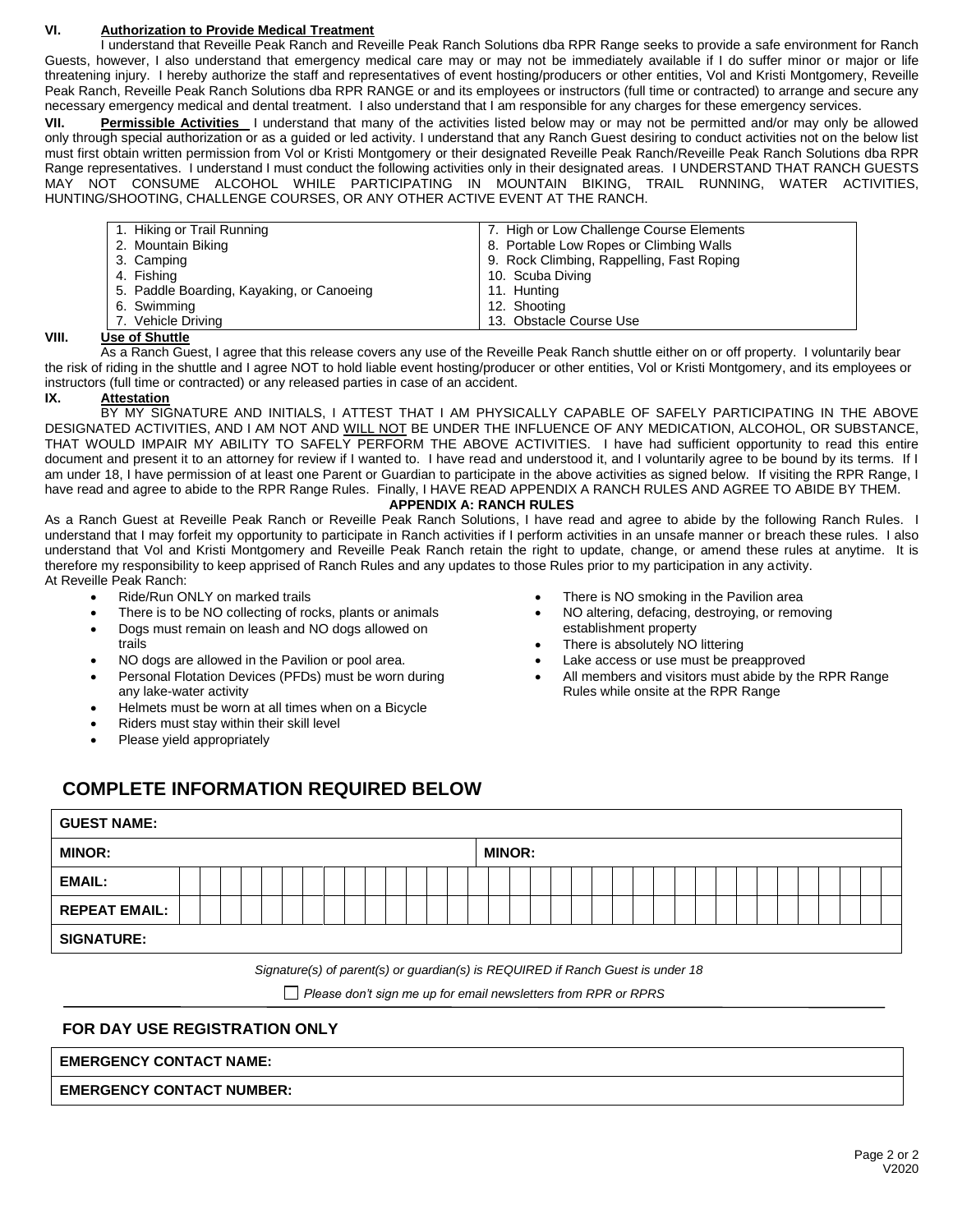**VI. Authorization to Provide Medical Treatment**

I understand that Reveille Peak Ranch and Reveille Peak Ranch Solutions dba RPR Range seeks to provide a safe environment for Ranch Guests, however, I also understand that emergency medical care may or may not be immediately available if I do suffer minor or major or life threatening injury. I hereby authorize the staff and representatives of event hosting/producers or other entities, Vol and Kristi Montgomery, Reveille Peak Ranch, Reveille Peak Ranch Solutions dba RPR RANGE or and its employees or instructors (full time or contracted) to arrange and secure any necessary emergency medical and dental treatment. I also understand that I am responsible for any charges for these emergency services.

**VII. Permissible Activities** I understand that many of the activities listed below may or may not be permitted and/or may only be allowed only through special authorization or as a guided or led activity. I understand that any Ranch Guest desiring to conduct activities not on the below list must first obtain written permission from Vol or Kristi Montgomery or their designated Reveille Peak Ranch/Reveille Peak Ranch Solutions dba RPR Range representatives. I understand I must conduct the following activities only in their designated areas. I UNDERSTAND THAT RANCH GUESTS MAY NOT CONSUME ALCOHOL WHILE PARTICIPATING IN MOUNTAIN BIKING, TRAIL RUNNING, WATER ACTIVITIES, HUNTING/SHOOTING, CHALLENGE COURSES, OR ANY OTHER ACTIVE EVENT AT THE RANCH.

| | |
|---|---|
| 1. Hiking or Trail Running | 7. High or Low Challenge Course Elements |
| 2. Mountain Biking | 8. Portable Low Ropes or Climbing Walls |
| 3. Camping | 9. Rock Climbing, Rappelling, Fast Roping |
| 4. Fishing | 10. Scuba Diving |
| 5. Paddle Boarding, Kayaking, or Canoeing | 11. Hunting |
| 6. Swimming | 12. Shooting |
| 7. Vehicle Driving | 13. Obstacle Course Use |

**VIII. Use of Shuttle**

As a Ranch Guest, I agree that this release covers any use of the Reveille Peak Ranch shuttle either on or off property. I voluntarily bear the risk of riding in the shuttle and I agree NOT to hold liable event hosting/producer or other entities, Vol or Kristi Montgomery, and its employees or instructors (full time or contracted) or any released parties in case of an accident.

**IX. Attestation**

BY MY SIGNATURE AND INITIALS, I ATTEST THAT I AM PHYSICALLY CAPABLE OF SAFELY PARTICIPATING IN THE ABOVE DESIGNATED ACTIVITIES, AND I AM NOT AND WILL NOT BE UNDER THE INFLUENCE OF ANY MEDICATION, ALCOHOL, OR SUBSTANCE, THAT WOULD IMPAIR MY ABILITY TO SAFELY PERFORM THE ABOVE ACTIVITIES. I have had sufficient opportunity to read this entire document and present it to an attorney for review if I wanted to. I have read and understood it, and I voluntarily agree to be bound by its terms. If I am under 18, I have permission of at least one Parent or Guardian to participate in the above activities as signed below. If visiting the RPR Range, I have read and agree to abide to the RPR Range Rules. Finally, I HAVE READ APPENDIX A RANCH RULES AND AGREE TO ABIDE BY THEM.

**APPENDIX A: RANCH RULES**

As a Ranch Guest at Reveille Peak Ranch or Reveille Peak Ranch Solutions, I have read and agree to abide by the following Ranch Rules. I understand that I may forfeit my opportunity to participate in Ranch activities if I perform activities in an unsafe manner or breach these rules. I also understand that Vol and Kristi Montgomery and Reveille Peak Ranch retain the right to update, change, or amend these rules at anytime. It is therefore my responsibility to keep apprised of Ranch Rules and any updates to those Rules prior to my participation in any activity.

At Reveille Peak Ranch:

- Ride/Run ONLY on marked trails
- There is to be NO collecting of rocks, plants or animals
- Dogs must remain on leash and NO dogs allowed on trails
- NO dogs are allowed in the Pavilion or pool area.
- Personal Flotation Devices (PFDs) must be worn during any lake-water activity
- Helmets must be worn at all times when on a Bicycle
- Riders must stay within their skill level
- Please yield appropriately
- There is NO smoking in the Pavilion area
- NO altering, defacing, destroying, or removing establishment property
- There is absolutely NO littering
- Lake access or use must be preapproved
- All members and visitors must abide by the RPR Range Rules while onsite at the RPR Range

## COMPLETE INFORMATION REQUIRED BELOW

| | |
|---|---|
| **GUEST NAME:** | |
| **MINOR:** | **MINOR:** |
| **EMAIL:** | |
| **REPEAT EMAIL:** | |
| **SIGNATURE:** | |

*Signature(s) of parent(s) or guardian(s) is REQUIRED if Ranch Guest is under 18*

☐ *Please don't sign me up for email newsletters from RPR or RPRS*

## FOR DAY USE REGISTRATION ONLY

| |
|---|
| **EMERGENCY CONTACT NAME:** |
| **EMERGENCY CONTACT NUMBER:** |

V2020